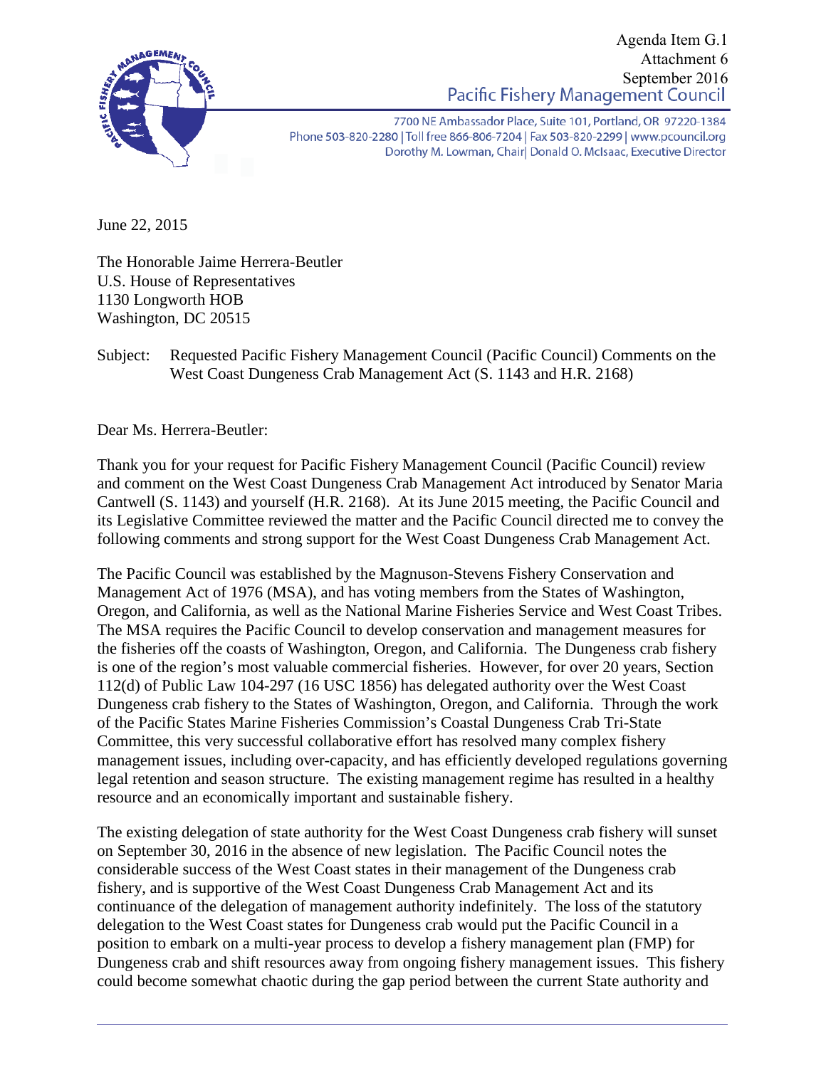Agenda Item G.1
Attachment 6
September 2016

Pacific Fishery Management Council

7700 NE Ambassador Place, Suite 101, Portland, OR 97220-1384
Phone 503-820-2280 | Toll free 866-806-7204 | Fax 503-820-2299 | www.pcouncil.org
Dorothy M. Lowman, Chair | Donald O. McIsaac, Executive Director

June 22, 2015

The Honorable Jaime Herrera-Beutler
U.S. House of Representatives
1130 Longworth HOB
Washington, DC 20515

Subject: Requested Pacific Fishery Management Council (Pacific Council) Comments on the West Coast Dungeness Crab Management Act (S. 1143 and H.R. 2168)

Dear Ms. Herrera-Beutler:

Thank you for your request for Pacific Fishery Management Council (Pacific Council) review and comment on the West Coast Dungeness Crab Management Act introduced by Senator Maria Cantwell (S. 1143) and yourself (H.R. 2168). At its June 2015 meeting, the Pacific Council and its Legislative Committee reviewed the matter and the Pacific Council directed me to convey the following comments and strong support for the West Coast Dungeness Crab Management Act.

The Pacific Council was established by the Magnuson-Stevens Fishery Conservation and Management Act of 1976 (MSA), and has voting members from the States of Washington, Oregon, and California, as well as the National Marine Fisheries Service and West Coast Tribes. The MSA requires the Pacific Council to develop conservation and management measures for the fisheries off the coasts of Washington, Oregon, and California. The Dungeness crab fishery is one of the region's most valuable commercial fisheries. However, for over 20 years, Section 112(d) of Public Law 104-297 (16 USC 1856) has delegated authority over the West Coast Dungeness crab fishery to the States of Washington, Oregon, and California. Through the work of the Pacific States Marine Fisheries Commission's Coastal Dungeness Crab Tri-State Committee, this very successful collaborative effort has resolved many complex fishery management issues, including over-capacity, and has efficiently developed regulations governing legal retention and season structure. The existing management regime has resulted in a healthy resource and an economically important and sustainable fishery.

The existing delegation of state authority for the West Coast Dungeness crab fishery will sunset on September 30, 2016 in the absence of new legislation. The Pacific Council notes the considerable success of the West Coast states in their management of the Dungeness crab fishery, and is supportive of the West Coast Dungeness Crab Management Act and its continuance of the delegation of management authority indefinitely. The loss of the statutory delegation to the West Coast states for Dungeness crab would put the Pacific Council in a position to embark on a multi-year process to develop a fishery management plan (FMP) for Dungeness crab and shift resources away from ongoing fishery management issues. This fishery could become somewhat chaotic during the gap period between the current State authority and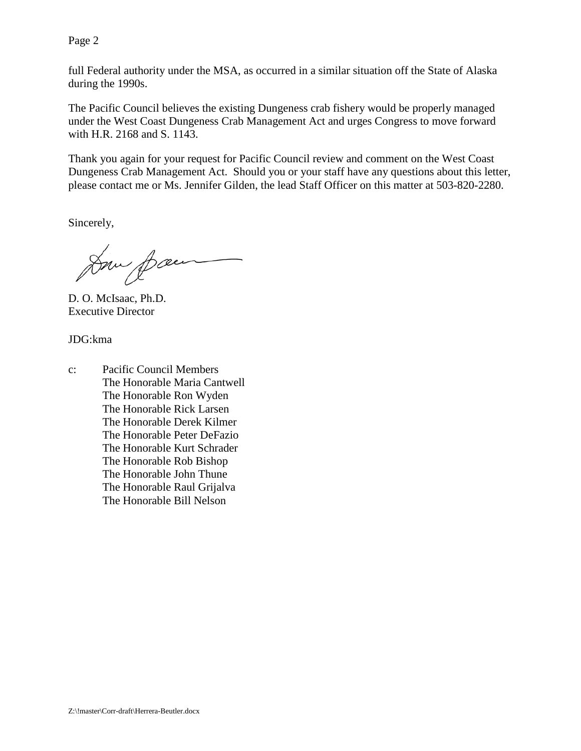full Federal authority under the MSA, as occurred in a similar situation off the State of Alaska during the 1990s.

The Pacific Council believes the existing Dungeness crab fishery would be properly managed under the West Coast Dungeness Crab Management Act and urges Congress to move forward with H.R. 2168 and S. 1143.

Thank you again for your request for Pacific Council review and comment on the West Coast Dungeness Crab Management Act. Should you or your staff have any questions about this letter, please contact me or Ms. Jennifer Gilden, the lead Staff Officer on this matter at 503-820-2280.

Sincerely,

D. O. McIsaac, Ph.D.
Executive Director

JDG:kma

c: Pacific Council Members
The Honorable Maria Cantwell
The Honorable Ron Wyden
The Honorable Rick Larsen
The Honorable Derek Kilmer
The Honorable Peter DeFazio
The Honorable Kurt Schrader
The Honorable Rob Bishop
The Honorable John Thune
The Honorable Raul Grijalva
The Honorable Bill Nelson

Z:\!master\Corr-draft\Herrera-Beutler.docx